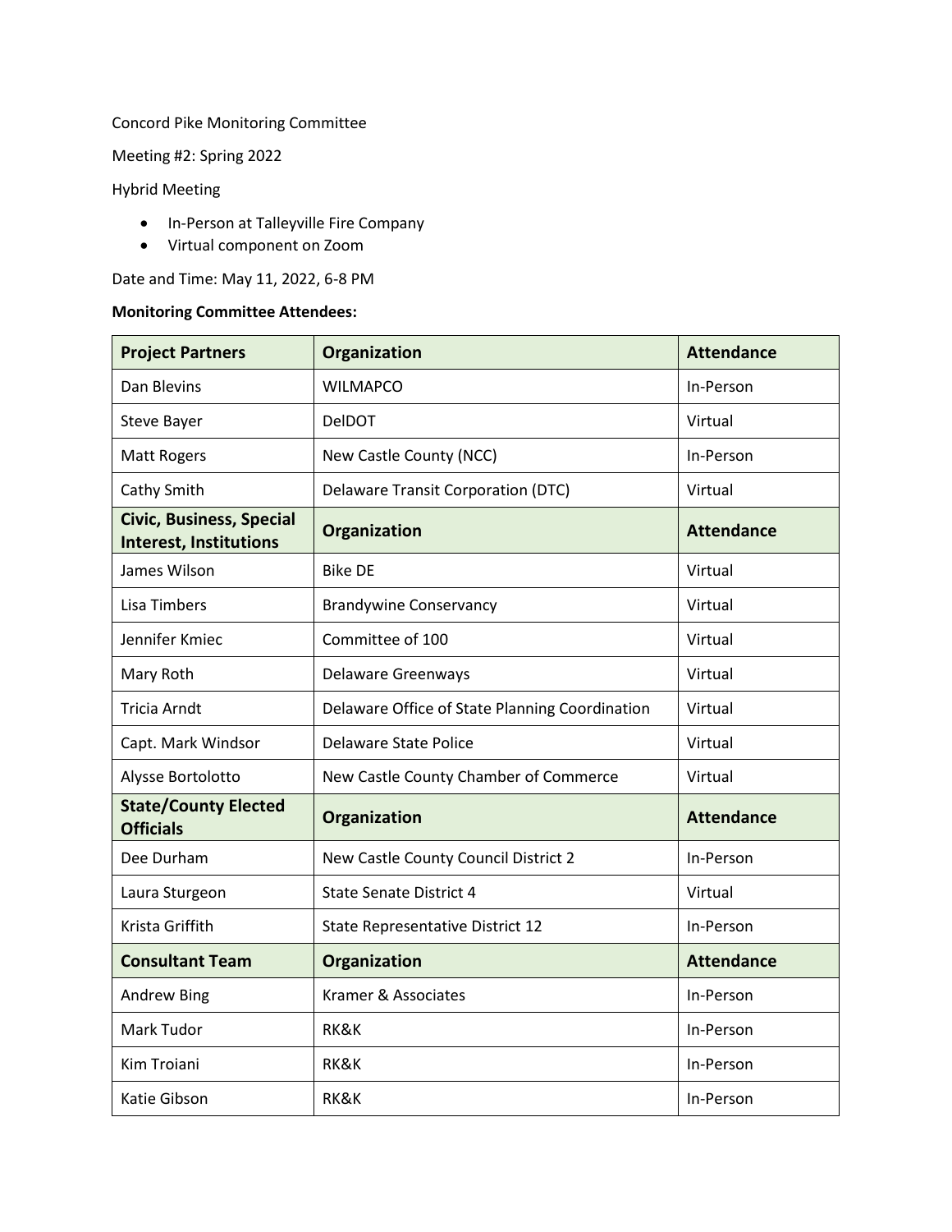Concord Pike Monitoring Committee

Meeting #2: Spring 2022

Hybrid Meeting

- In-Person at Talleyville Fire Company
- Virtual component on Zoom

Date and Time: May 11, 2022, 6-8 PM

**Monitoring Committee Attendees:**

| **Project Partners** | **Organization** | **Attendance** |
|---|---|---|
| Dan Blevins | WILMAPCO | In-Person |
| Steve Bayer | DelDOT | Virtual |
| Matt Rogers | New Castle County (NCC) | In-Person |
| Cathy Smith | Delaware Transit Corporation (DTC) | Virtual |
| **Civic, Business, Special Interest, Institutions** | **Organization** | **Attendance** |
| James Wilson | Bike DE | Virtual |
| Lisa Timbers | Brandywine Conservancy | Virtual |
| Jennifer Kmiec | Committee of 100 | Virtual |
| Mary Roth | Delaware Greenways | Virtual |
| Tricia Arndt | Delaware Office of State Planning Coordination | Virtual |
| Capt. Mark Windsor | Delaware State Police | Virtual |
| Alysse Bortolotto | New Castle County Chamber of Commerce | Virtual |
| **State/County Elected Officials** | **Organization** | **Attendance** |
| Dee Durham | New Castle County Council District 2 | In-Person |
| Laura Sturgeon | State Senate District 4 | Virtual |
| Krista Griffith | State Representative District 12 | In-Person |
| **Consultant Team** | **Organization** | **Attendance** |
| Andrew Bing | Kramer & Associates | In-Person |
| Mark Tudor | RK&K | In-Person |
| Kim Troiani | RK&K | In-Person |
| Katie Gibson | RK&K | In-Person |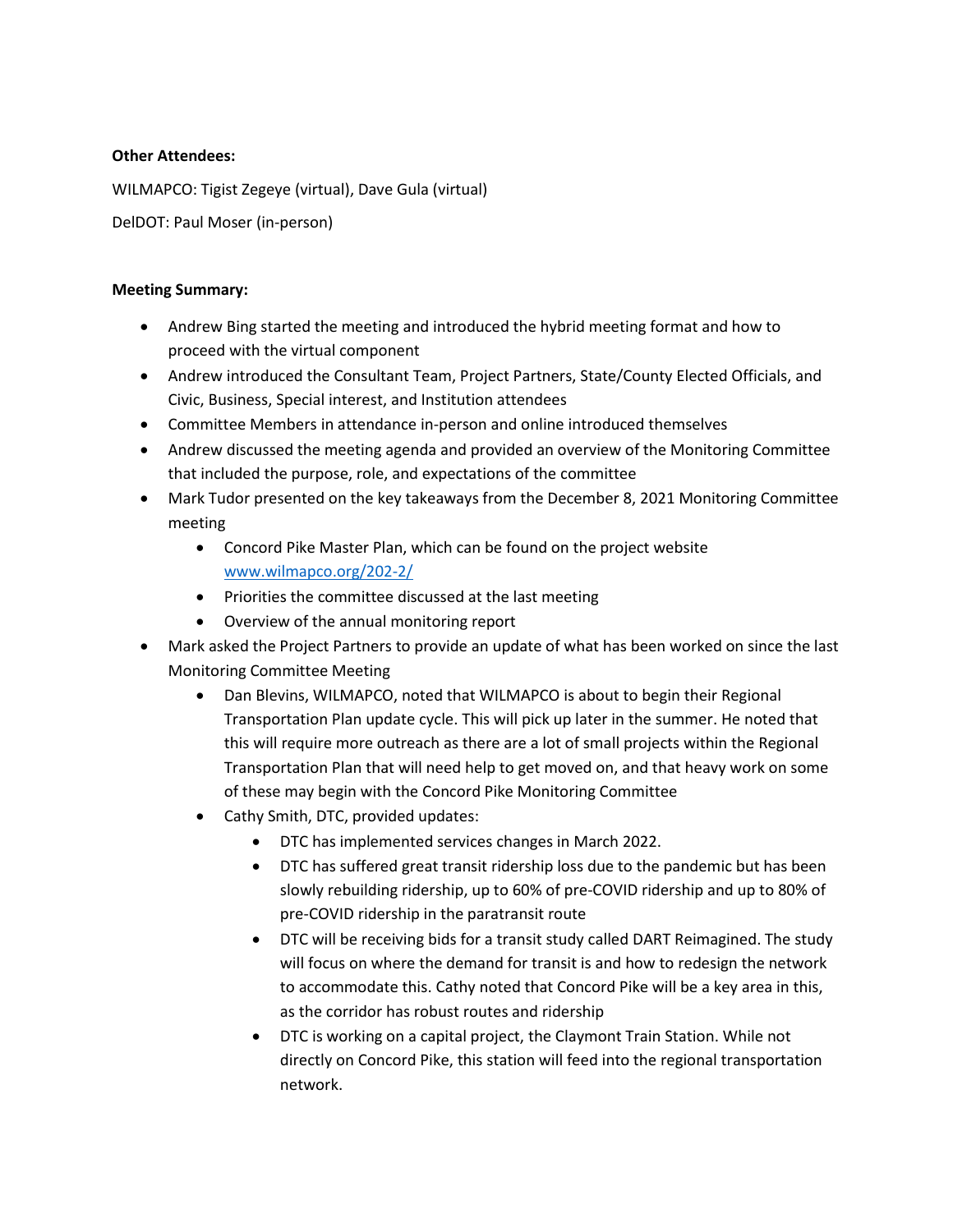**Other Attendees:**

WILMAPCO: Tigist Zegeye (virtual), Dave Gula (virtual)

DelDOT: Paul Moser (in-person)

**Meeting Summary:**

- Andrew Bing started the meeting and introduced the hybrid meeting format and how to proceed with the virtual component
- Andrew introduced the Consultant Team, Project Partners, State/County Elected Officials, and Civic, Business, Special interest, and Institution attendees
- Committee Members in attendance in-person and online introduced themselves
- Andrew discussed the meeting agenda and provided an overview of the Monitoring Committee that included the purpose, role, and expectations of the committee
- Mark Tudor presented on the key takeaways from the December 8, 2021 Monitoring Committee meeting
    - Concord Pike Master Plan, which can be found on the project website [www.wilmapco.org/202-2/](www.wilmapco.org/202-2/)
    - Priorities the committee discussed at the last meeting
    - Overview of the annual monitoring report
- Mark asked the Project Partners to provide an update of what has been worked on since the last Monitoring Committee Meeting
    - Dan Blevins, WILMAPCO, noted that WILMAPCO is about to begin their Regional Transportation Plan update cycle. This will pick up later in the summer. He noted that this will require more outreach as there are a lot of small projects within the Regional Transportation Plan that will need help to get moved on, and that heavy work on some of these may begin with the Concord Pike Monitoring Committee
    - Cathy Smith, DTC, provided updates:
        - DTC has implemented services changes in March 2022.
        - DTC has suffered great transit ridership loss due to the pandemic but has been slowly rebuilding ridership, up to 60% of pre-COVID ridership and up to 80% of pre-COVID ridership in the paratransit route
        - DTC will be receiving bids for a transit study called DART Reimagined. The study will focus on where the demand for transit is and how to redesign the network to accommodate this. Cathy noted that Concord Pike will be a key area in this, as the corridor has robust routes and ridership
        - DTC is working on a capital project, the Claymont Train Station. While not directly on Concord Pike, this station will feed into the regional transportation network.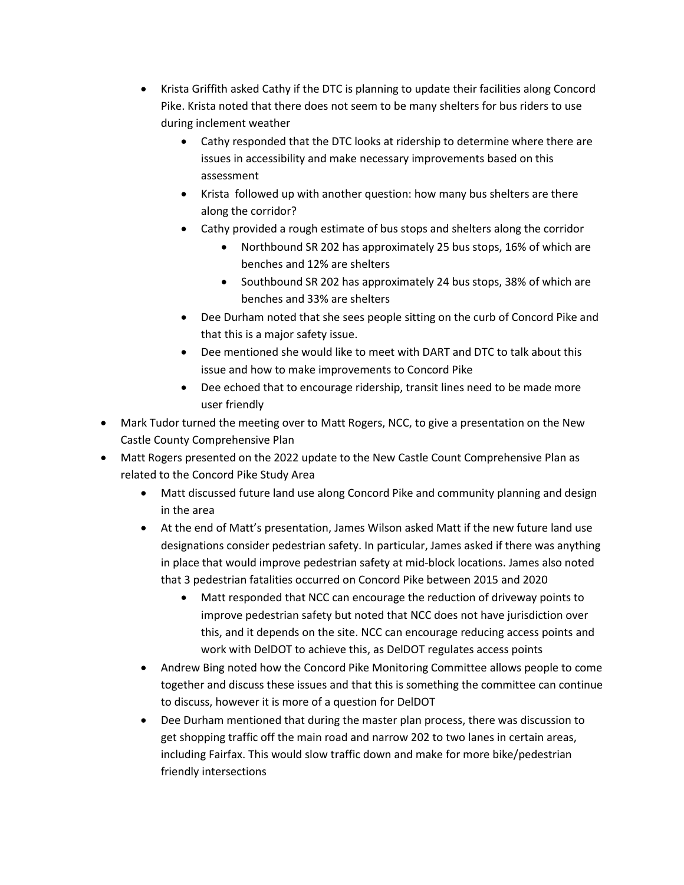- Krista Griffith asked Cathy if the DTC is planning to update their facilities along Concord Pike. Krista noted that there does not seem to be many shelters for bus riders to use during inclement weather
    - Cathy responded that the DTC looks at ridership to determine where there are issues in accessibility and make necessary improvements based on this assessment
    - Krista followed up with another question: how many bus shelters are there along the corridor?
    - Cathy provided a rough estimate of bus stops and shelters along the corridor
        - Northbound SR 202 has approximately 25 bus stops, 16% of which are benches and 12% are shelters
        - Southbound SR 202 has approximately 24 bus stops, 38% of which are benches and 33% are shelters
    - Dee Durham noted that she sees people sitting on the curb of Concord Pike and that this is a major safety issue.
    - Dee mentioned she would like to meet with DART and DTC to talk about this issue and how to make improvements to Concord Pike
    - Dee echoed that to encourage ridership, transit lines need to be made more user friendly
- Mark Tudor turned the meeting over to Matt Rogers, NCC, to give a presentation on the New Castle County Comprehensive Plan
- Matt Rogers presented on the 2022 update to the New Castle Count Comprehensive Plan as related to the Concord Pike Study Area
    - Matt discussed future land use along Concord Pike and community planning and design in the area
    - At the end of Matt's presentation, James Wilson asked Matt if the new future land use designations consider pedestrian safety. In particular, James asked if there was anything in place that would improve pedestrian safety at mid-block locations. James also noted that 3 pedestrian fatalities occurred on Concord Pike between 2015 and 2020
        - Matt responded that NCC can encourage the reduction of driveway points to improve pedestrian safety but noted that NCC does not have jurisdiction over this, and it depends on the site. NCC can encourage reducing access points and work with DelDOT to achieve this, as DelDOT regulates access points
    - Andrew Bing noted how the Concord Pike Monitoring Committee allows people to come together and discuss these issues and that this is something the committee can continue to discuss, however it is more of a question for DelDOT
    - Dee Durham mentioned that during the master plan process, there was discussion to get shopping traffic off the main road and narrow 202 to two lanes in certain areas, including Fairfax. This would slow traffic down and make for more bike/pedestrian friendly intersections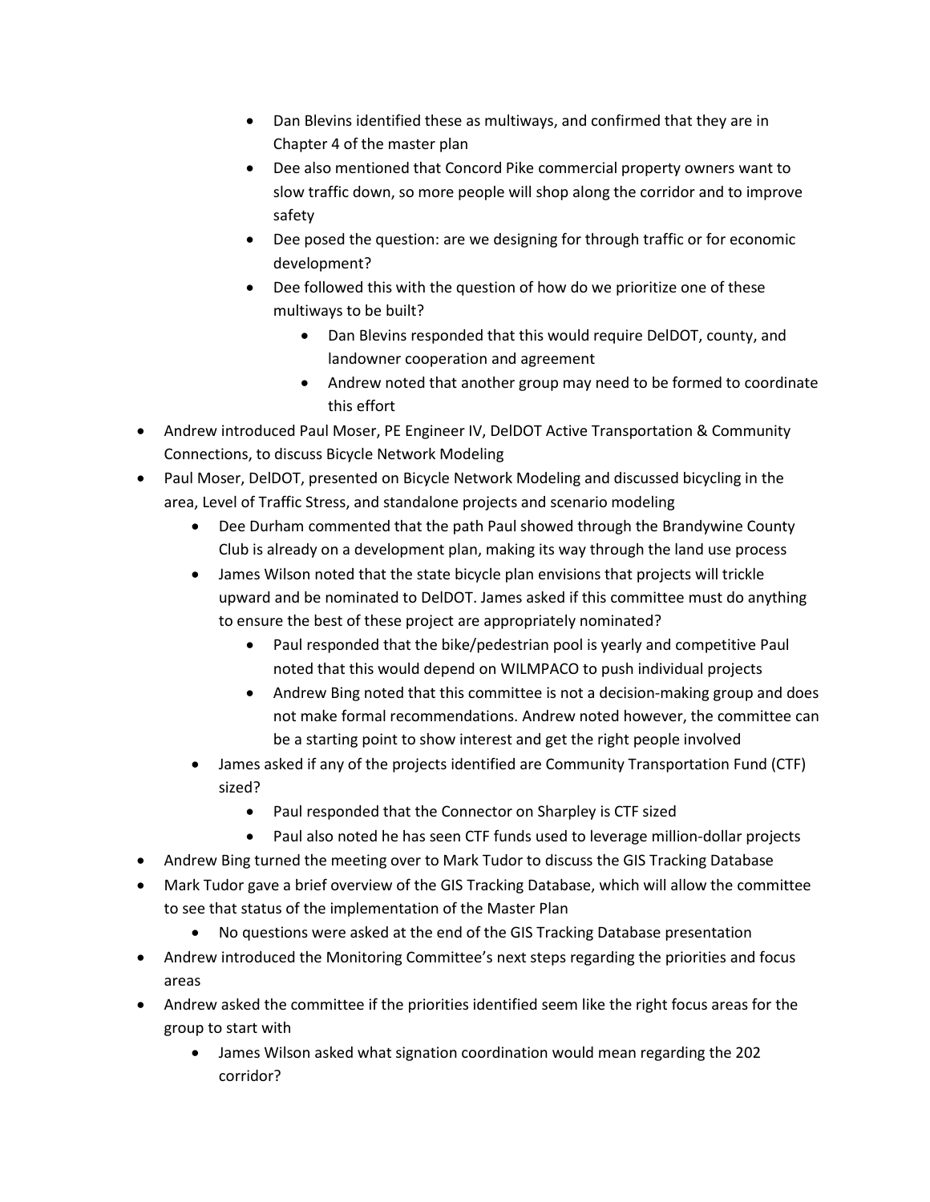- Dan Blevins identified these as multiways, and confirmed that they are in Chapter 4 of the master plan
    - Dee also mentioned that Concord Pike commercial property owners want to slow traffic down, so more people will shop along the corridor and to improve safety
    - Dee posed the question: are we designing for through traffic or for economic development?
    - Dee followed this with the question of how do we prioritize one of these multiways to be built?
        - Dan Blevins responded that this would require DelDOT, county, and landowner cooperation and agreement
        - Andrew noted that another group may need to be formed to coordinate this effort
- Andrew introduced Paul Moser, PE Engineer IV, DelDOT Active Transportation & Community Connections, to discuss Bicycle Network Modeling
- Paul Moser, DelDOT, presented on Bicycle Network Modeling and discussed bicycling in the area, Level of Traffic Stress, and standalone projects and scenario modeling
    - Dee Durham commented that the path Paul showed through the Brandywine County Club is already on a development plan, making its way through the land use process
    - James Wilson noted that the state bicycle plan envisions that projects will trickle upward and be nominated to DelDOT. James asked if this committee must do anything to ensure the best of these project are appropriately nominated?
        - Paul responded that the bike/pedestrian pool is yearly and competitive Paul noted that this would depend on WILMPACO to push individual projects
        - Andrew Bing noted that this committee is not a decision-making group and does not make formal recommendations. Andrew noted however, the committee can be a starting point to show interest and get the right people involved
    - James asked if any of the projects identified are Community Transportation Fund (CTF) sized?
        - Paul responded that the Connector on Sharpley is CTF sized
        - Paul also noted he has seen CTF funds used to leverage million-dollar projects
- Andrew Bing turned the meeting over to Mark Tudor to discuss the GIS Tracking Database
- Mark Tudor gave a brief overview of the GIS Tracking Database, which will allow the committee to see that status of the implementation of the Master Plan
    - No questions were asked at the end of the GIS Tracking Database presentation
- Andrew introduced the Monitoring Committee's next steps regarding the priorities and focus areas
- Andrew asked the committee if the priorities identified seem like the right focus areas for the group to start with
    - James Wilson asked what signation coordination would mean regarding the 202 corridor?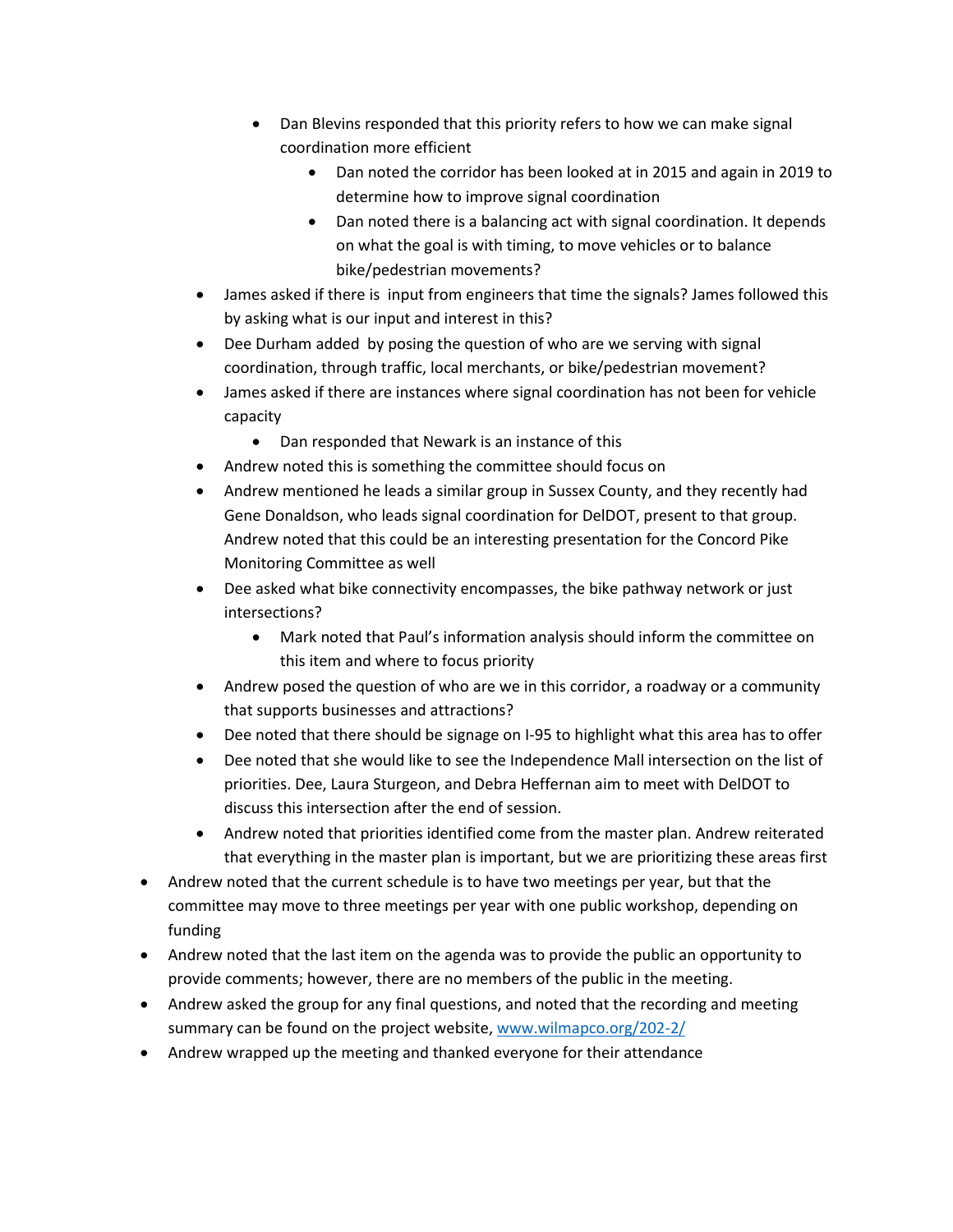- Dan Blevins responded that this priority refers to how we can make signal coordination more efficient
            - Dan noted the corridor has been looked at in 2015 and again in 2019 to determine how to improve signal coordination
            - Dan noted there is a balancing act with signal coordination. It depends on what the goal is with timing, to move vehicles or to balance bike/pedestrian movements?
    - James asked if there is input from engineers that time the signals? James followed this by asking what is our input and interest in this?
    - Dee Durham added by posing the question of who are we serving with signal coordination, through traffic, local merchants, or bike/pedestrian movement?
    - James asked if there are instances where signal coordination has not been for vehicle capacity
        - Dan responded that Newark is an instance of this
    - Andrew noted this is something the committee should focus on
    - Andrew mentioned he leads a similar group in Sussex County, and they recently had Gene Donaldson, who leads signal coordination for DelDOT, present to that group. Andrew noted that this could be an interesting presentation for the Concord Pike Monitoring Committee as well
    - Dee asked what bike connectivity encompasses, the bike pathway network or just intersections?
        - Mark noted that Paul's information analysis should inform the committee on this item and where to focus priority
    - Andrew posed the question of who are we in this corridor, a roadway or a community that supports businesses and attractions?
    - Dee noted that there should be signage on I-95 to highlight what this area has to offer
    - Dee noted that she would like to see the Independence Mall intersection on the list of priorities. Dee, Laura Sturgeon, and Debra Heffernan aim to meet with DelDOT to discuss this intersection after the end of session.
    - Andrew noted that priorities identified come from the master plan. Andrew reiterated that everything in the master plan is important, but we are prioritizing these areas first
- Andrew noted that the current schedule is to have two meetings per year, but that the committee may move to three meetings per year with one public workshop, depending on funding
- Andrew noted that the last item on the agenda was to provide the public an opportunity to provide comments; however, there are no members of the public in the meeting.
- Andrew asked the group for any final questions, and noted that the recording and meeting summary can be found on the project website, [www.wilmapco.org/202-2/](www.wilmapco.org/202-2/)
- Andrew wrapped up the meeting and thanked everyone for their attendance